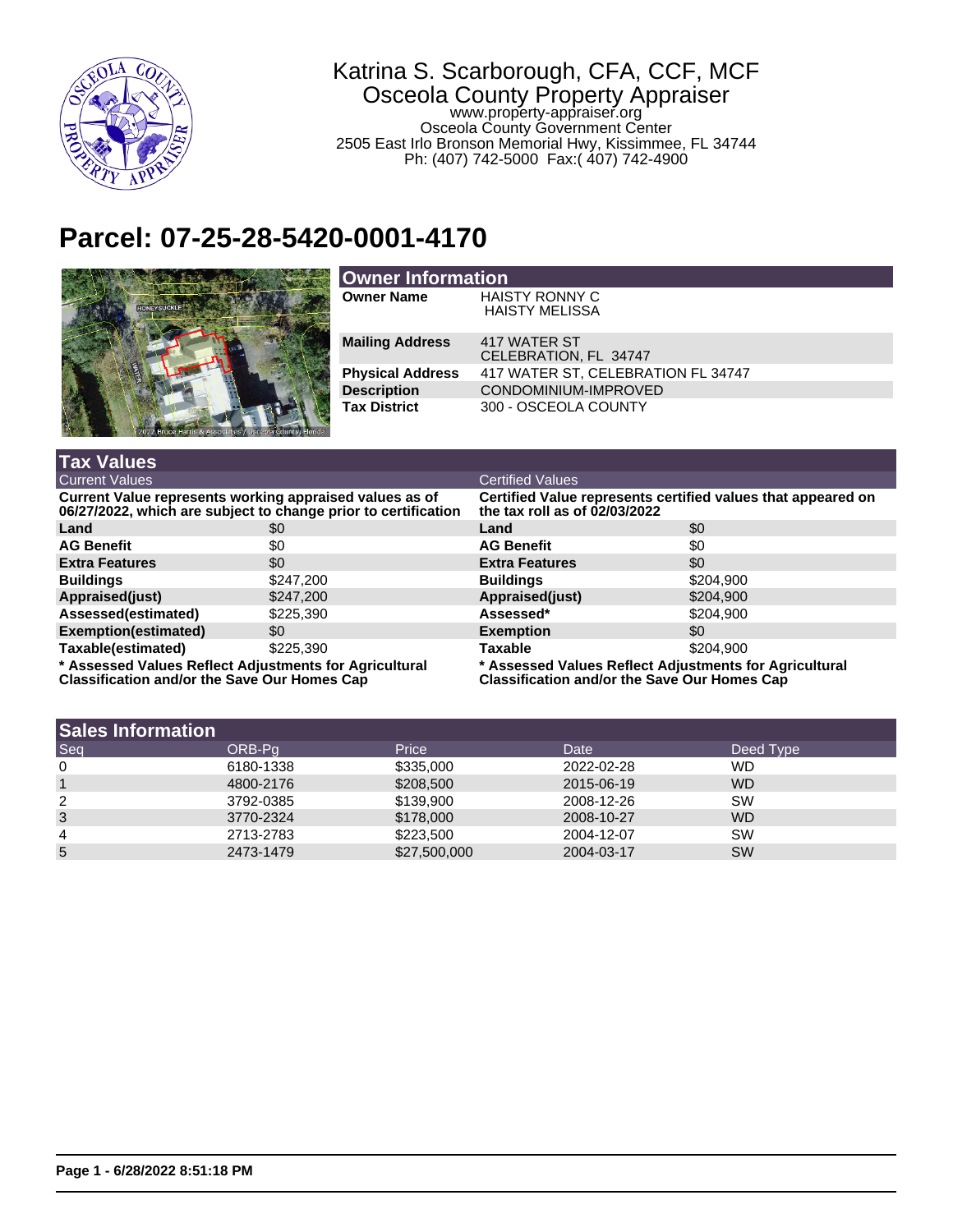Katrina S. Scarborough, CFA, CCF, MCF
Osceola County Property Appraiser
www.property-appraiser.org
Osceola County Government Center
2505 East Irlo Bronson Memorial Hwy, Kissimmee, FL 34744
Ph: (407) 742-5000 Fax:( 407) 742-4900

# Parcel: 07-25-28-5420-0001-4170

## Owner Information

| | |
|---|---|
| **Owner Name** | HAISTY RONNY C<br>HAISTY MELISSA |
| **Mailing Address** | 417 WATER ST<br>CELEBRATION, FL 34747 |
| **Physical Address** | 417 WATER ST, CELEBRATION FL 34747 |
| **Description** | CONDOMINIUM-IMPROVED |
| **Tax District** | 300 - OSCEOLA COUNTY |

## Tax Values

| Current Values | | Certified Values | |
|---|---|---|---|
| **Current Value represents working appraised values as of 06/27/2022, which are subject to change prior to certification** | | **Certified Value represents certified values that appeared on the tax roll as of 02/03/2022** | |
| **Land** | $0 | **Land** | $0 |
| **AG Benefit** | $0 | **AG Benefit** | $0 |
| **Extra Features** | $0 | **Extra Features** | $0 |
| **Buildings** | $247,200 | **Buildings** | $204,900 |
| **Appraised(just)** | $247,200 | **Appraised(just)** | $204,900 |
| **Assessed(estimated)** | $225,390 | **Assessed*** | $204,900 |
| **Exemption(estimated)** | $0 | **Exemption** | $0 |
| **Taxable(estimated)** | $225,390 | **Taxable** | $204,900 |

**\* Assessed Values Reflect Adjustments for Agricultural Classification and/or the Save Our Homes Cap**

## Sales Information

| Seq | ORB-Pg | Price | Date | Deed Type |
|---|---|---|---|---|
| 0 | 6180-1338 | $335,000 | 2022-02-28 | WD |
| 1 | 4800-2176 | $208,500 | 2015-06-19 | WD |
| 2 | 3792-0385 | $139,900 | 2008-12-26 | SW |
| 3 | 3770-2324 | $178,000 | 2008-10-27 | WD |
| 4 | 2713-2783 | $223,500 | 2004-12-07 | SW |
| 5 | 2473-1479 | $27,500,000 | 2004-03-17 | SW |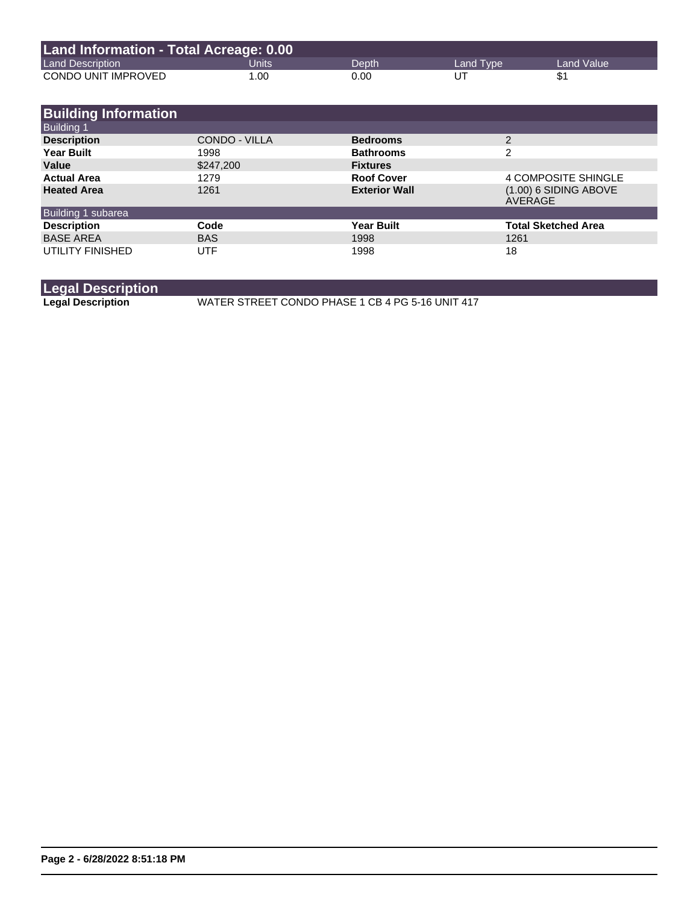## Land Information - Total Acreage: 0.00

| Land Description | Units | Depth | Land Type | Land Value |
|---|---|---|---|---|
| CONDO UNIT IMPROVED | 1.00 | 0.00 | UT | $1 |

## Building Information

### Building 1

| | | | |
|---|---|---|---|
| **Description** | CONDO - VILLA | **Bedrooms** | 2 |
| **Year Built** | 1998 | **Bathrooms** | 2 |
| **Value** | $247,200 | **Fixtures** | |
| **Actual Area** | 1279 | **Roof Cover** | 4 COMPOSITE SHINGLE |
| **Heated Area** | 1261 | **Exterior Wall** | (1.00) 6 SIDING ABOVE AVERAGE |

### Building 1 subarea

| Description | Code | Year Built | Total Sketched Area |
|---|---|---|---|
| BASE AREA | BAS | 1998 | 1261 |
| UTILITY FINISHED | UTF | 1998 | 18 |

## Legal Description

**Legal Description** WATER STREET CONDO PHASE 1 CB 4 PG 5-16 UNIT 417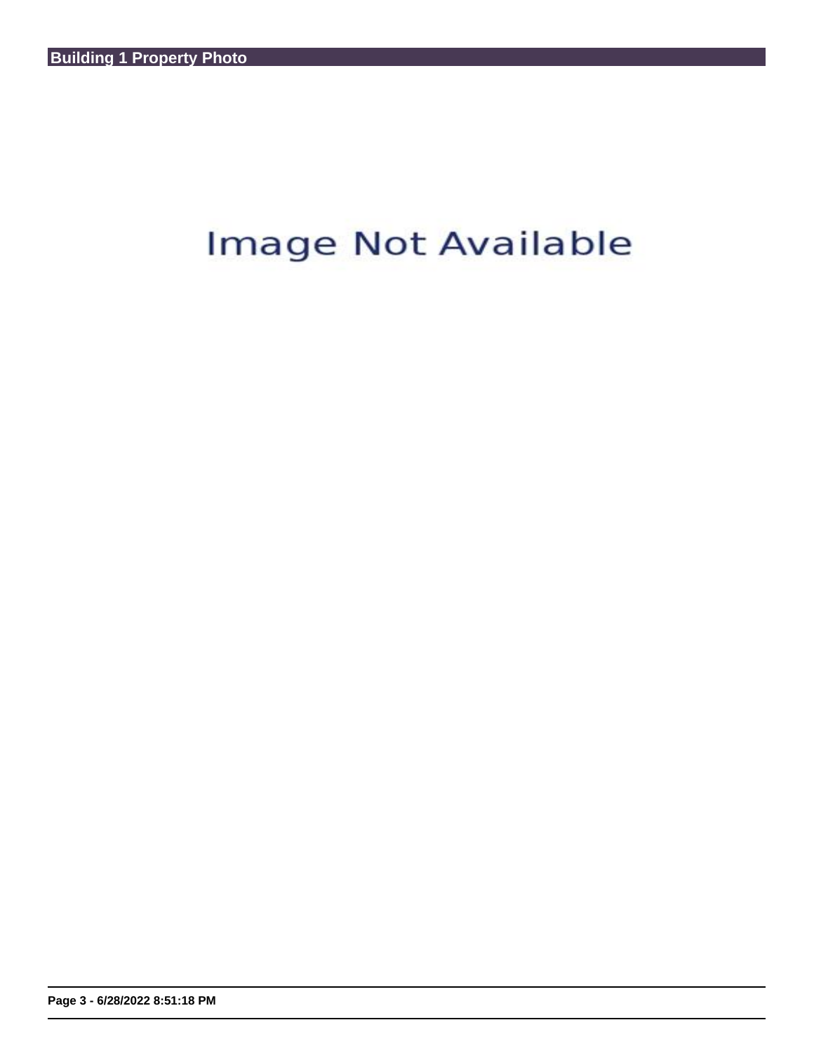## Building 1 Property Photo

Image Not Available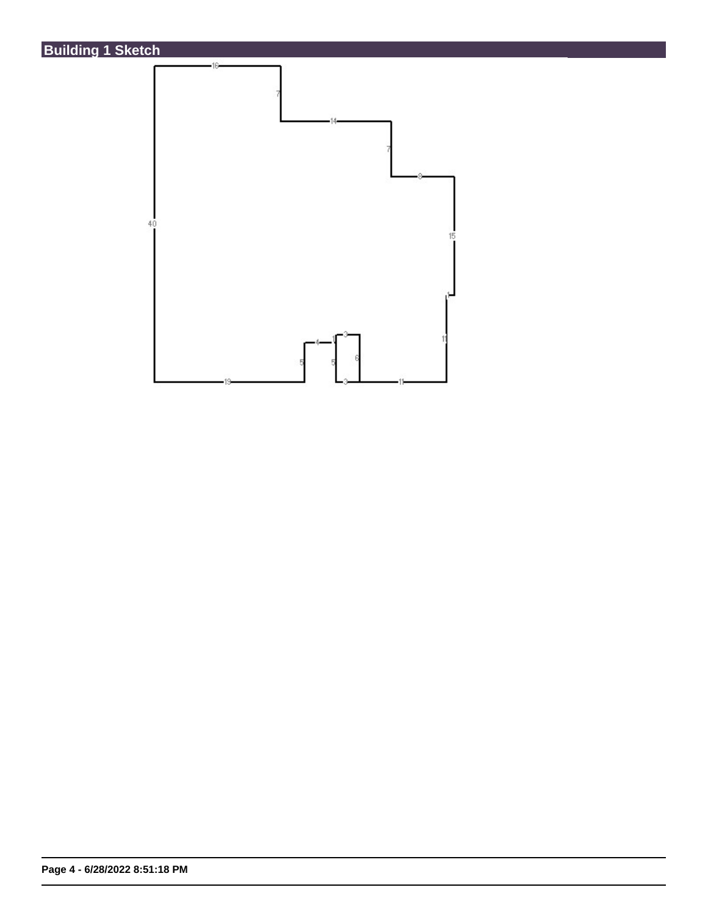## Building 1 Sketch

16

7

14

7

8

15

1

11

40

4

1

3

5

5

6

19

3

11